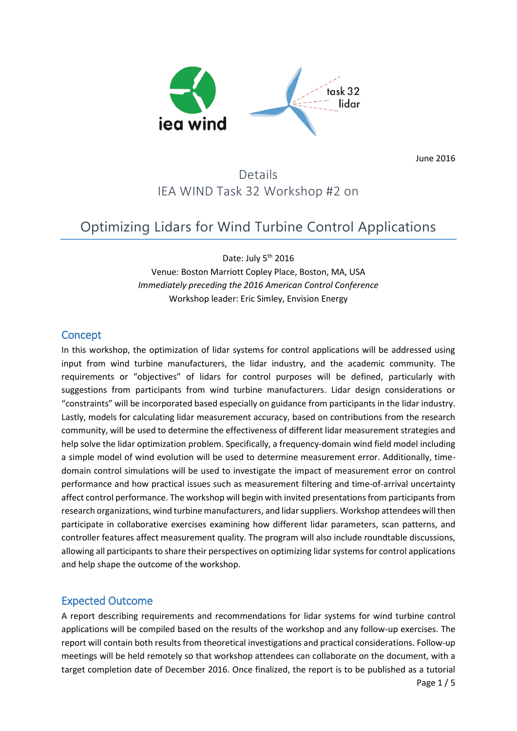June 2016

Details
IEA WIND Task 32 Workshop #2 on

# Optimizing Lidars for Wind Turbine Control Applications

Date: July 5th 2016
Venue: Boston Marriott Copley Place, Boston, MA, USA
*Immediately preceding the 2016 American Control Conference*
Workshop leader: Eric Simley, Envision Energy

## Concept

In this workshop, the optimization of lidar systems for control applications will be addressed using input from wind turbine manufacturers, the lidar industry, and the academic community. The requirements or "objectives" of lidars for control purposes will be defined, particularly with suggestions from participants from wind turbine manufacturers. Lidar design considerations or "constraints" will be incorporated based especially on guidance from participants in the lidar industry. Lastly, models for calculating lidar measurement accuracy, based on contributions from the research community, will be used to determine the effectiveness of different lidar measurement strategies and help solve the lidar optimization problem. Specifically, a frequency-domain wind field model including a simple model of wind evolution will be used to determine measurement error. Additionally, time-domain control simulations will be used to investigate the impact of measurement error on control performance and how practical issues such as measurement filtering and time-of-arrival uncertainty affect control performance. The workshop will begin with invited presentations from participants from research organizations, wind turbine manufacturers, and lidar suppliers. Workshop attendees will then participate in collaborative exercises examining how different lidar parameters, scan patterns, and controller features affect measurement quality. The program will also include roundtable discussions, allowing all participants to share their perspectives on optimizing lidar systems for control applications and help shape the outcome of the workshop.

## Expected Outcome

A report describing requirements and recommendations for lidar systems for wind turbine control applications will be compiled based on the results of the workshop and any follow-up exercises. The report will contain both results from theoretical investigations and practical considerations. Follow-up meetings will be held remotely so that workshop attendees can collaborate on the document, with a target completion date of December 2016. Once finalized, the report is to be published as a tutorial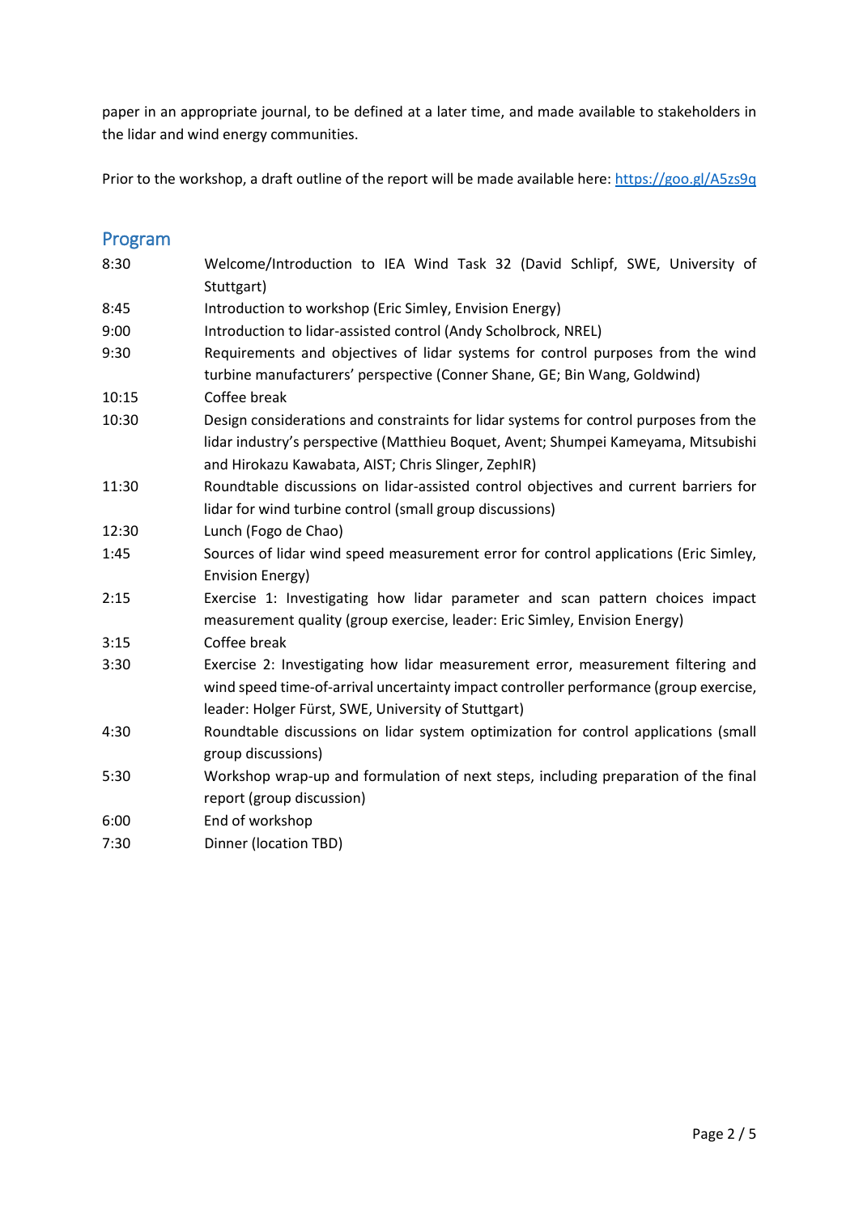paper in an appropriate journal, to be defined at a later time, and made available to stakeholders in the lidar and wind energy communities.

Prior to the workshop, a draft outline of the report will be made available here: https://goo.gl/A5zs9q

## Program

| | |
|---|---|
| 8:30 | Welcome/Introduction to IEA Wind Task 32 (David Schlipf, SWE, University of Stuttgart) |
| 8:45 | Introduction to workshop (Eric Simley, Envision Energy) |
| 9:00 | Introduction to lidar-assisted control (Andy Scholbrock, NREL) |
| 9:30 | Requirements and objectives of lidar systems for control purposes from the wind turbine manufacturers' perspective (Conner Shane, GE; Bin Wang, Goldwind) |
| 10:15 | Coffee break |
| 10:30 | Design considerations and constraints for lidar systems for control purposes from the lidar industry's perspective (Matthieu Boquet, Avent; Shumpei Kameyama, Mitsubishi and Hirokazu Kawabata, AIST; Chris Slinger, ZephIR) |
| 11:30 | Roundtable discussions on lidar-assisted control objectives and current barriers for lidar for wind turbine control (small group discussions) |
| 12:30 | Lunch (Fogo de Chao) |
| 1:45 | Sources of lidar wind speed measurement error for control applications (Eric Simley, Envision Energy) |
| 2:15 | Exercise 1: Investigating how lidar parameter and scan pattern choices impact measurement quality (group exercise, leader: Eric Simley, Envision Energy) |
| 3:15 | Coffee break |
| 3:30 | Exercise 2: Investigating how lidar measurement error, measurement filtering and wind speed time-of-arrival uncertainty impact controller performance (group exercise, leader: Holger Fürst, SWE, University of Stuttgart) |
| 4:30 | Roundtable discussions on lidar system optimization for control applications (small group discussions) |
| 5:30 | Workshop wrap-up and formulation of next steps, including preparation of the final report (group discussion) |
| 6:00 | End of workshop |
| 7:30 | Dinner (location TBD) |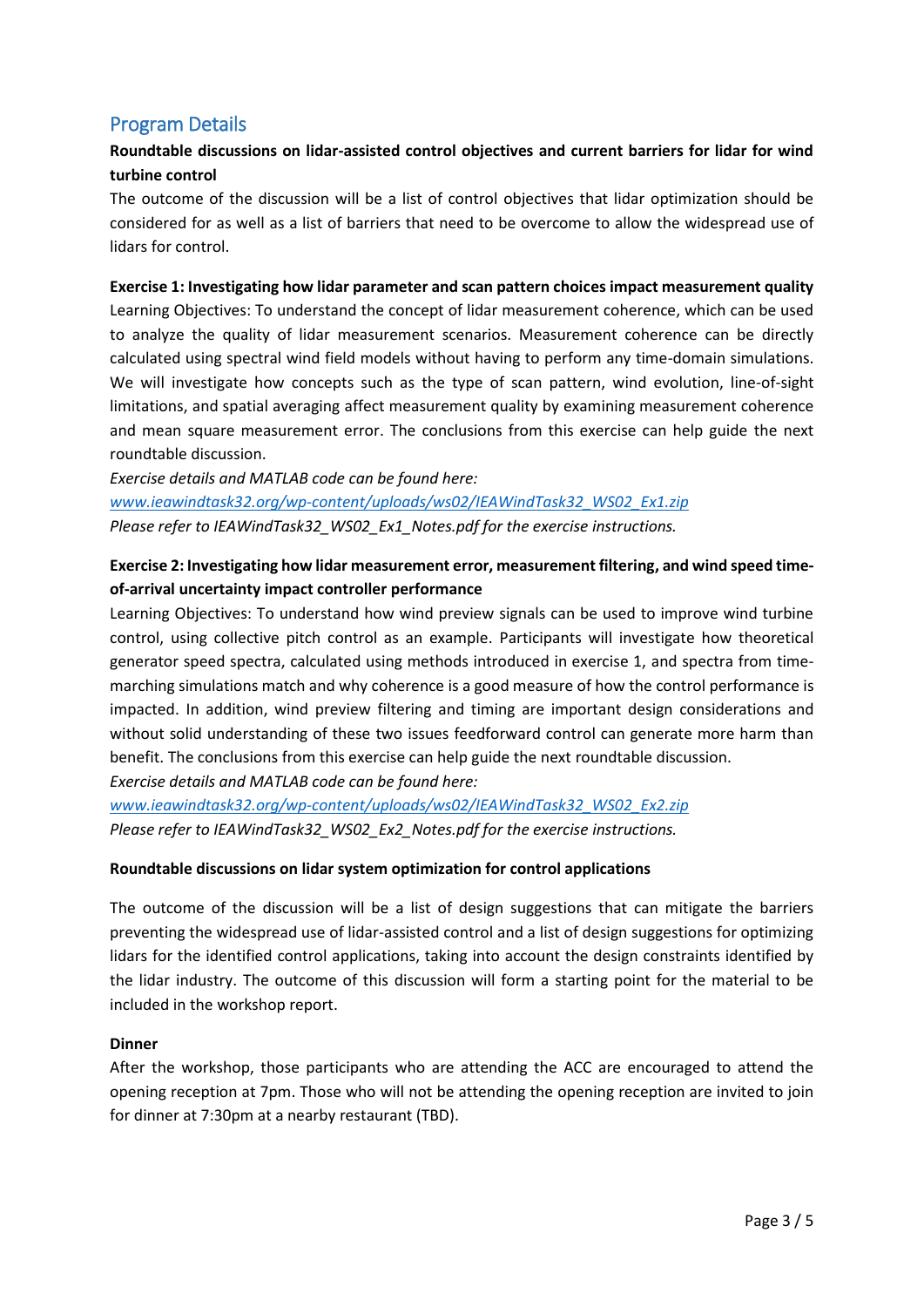## Program Details

**Roundtable discussions on lidar-assisted control objectives and current barriers for lidar for wind turbine control**

The outcome of the discussion will be a list of control objectives that lidar optimization should be considered for as well as a list of barriers that need to be overcome to allow the widespread use of lidars for control.

**Exercise 1: Investigating how lidar parameter and scan pattern choices impact measurement quality**

Learning Objectives: To understand the concept of lidar measurement coherence, which can be used to analyze the quality of lidar measurement scenarios. Measurement coherence can be directly calculated using spectral wind field models without having to perform any time-domain simulations. We will investigate how concepts such as the type of scan pattern, wind evolution, line-of-sight limitations, and spatial averaging affect measurement quality by examining measurement coherence and mean square measurement error. The conclusions from this exercise can help guide the next roundtable discussion.

*Exercise details and MATLAB code can be found here:*
*www.ieawindtask32.org/wp-content/uploads/ws02/IEAWindTask32_WS02_Ex1.zip*
*Please refer to IEAWindTask32_WS02_Ex1_Notes.pdf for the exercise instructions.*

**Exercise 2: Investigating how lidar measurement error, measurement filtering, and wind speed time-of-arrival uncertainty impact controller performance**

Learning Objectives: To understand how wind preview signals can be used to improve wind turbine control, using collective pitch control as an example. Participants will investigate how theoretical generator speed spectra, calculated using methods introduced in exercise 1, and spectra from time-marching simulations match and why coherence is a good measure of how the control performance is impacted. In addition, wind preview filtering and timing are important design considerations and without solid understanding of these two issues feedforward control can generate more harm than benefit. The conclusions from this exercise can help guide the next roundtable discussion.

*Exercise details and MATLAB code can be found here:*
*www.ieawindtask32.org/wp-content/uploads/ws02/IEAWindTask32_WS02_Ex2.zip*
*Please refer to IEAWindTask32_WS02_Ex2_Notes.pdf for the exercise instructions.*

**Roundtable discussions on lidar system optimization for control applications**

The outcome of the discussion will be a list of design suggestions that can mitigate the barriers preventing the widespread use of lidar-assisted control and a list of design suggestions for optimizing lidars for the identified control applications, taking into account the design constraints identified by the lidar industry. The outcome of this discussion will form a starting point for the material to be included in the workshop report.

**Dinner**

After the workshop, those participants who are attending the ACC are encouraged to attend the opening reception at 7pm. Those who will not be attending the opening reception are invited to join for dinner at 7:30pm at a nearby restaurant (TBD).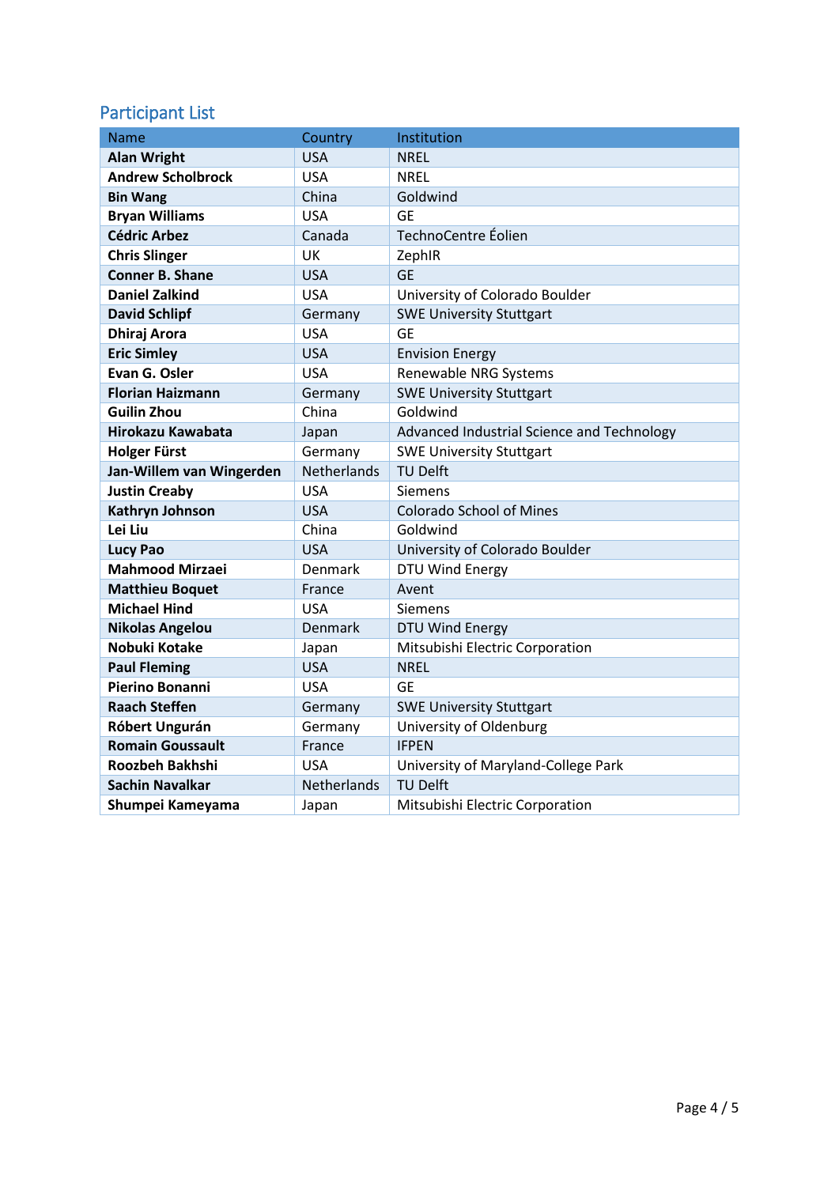## Participant List

| Name | Country | Institution |
|---|---|---|
| **Alan Wright** | USA | NREL |
| **Andrew Scholbrock** | USA | NREL |
| **Bin Wang** | China | Goldwind |
| **Bryan Williams** | USA | GE |
| **Cédric Arbez** | Canada | TechnoCentre Éolien |
| **Chris Slinger** | UK | ZephIR |
| **Conner B. Shane** | USA | GE |
| **Daniel Zalkind** | USA | University of Colorado Boulder |
| **David Schlipf** | Germany | SWE University Stuttgart |
| **Dhiraj Arora** | USA | GE |
| **Eric Simley** | USA | Envision Energy |
| **Evan G. Osler** | USA | Renewable NRG Systems |
| **Florian Haizmann** | Germany | SWE University Stuttgart |
| **Guilin Zhou** | China | Goldwind |
| **Hirokazu Kawabata** | Japan | Advanced Industrial Science and Technology |
| **Holger Fürst** | Germany | SWE University Stuttgart |
| **Jan-Willem van Wingerden** | Netherlands | TU Delft |
| **Justin Creaby** | USA | Siemens |
| **Kathryn Johnson** | USA | Colorado School of Mines |
| **Lei Liu** | China | Goldwind |
| **Lucy Pao** | USA | University of Colorado Boulder |
| **Mahmood Mirzaei** | Denmark | DTU Wind Energy |
| **Matthieu Boquet** | France | Avent |
| **Michael Hind** | USA | Siemens |
| **Nikolas Angelou** | Denmark | DTU Wind Energy |
| **Nobuki Kotake** | Japan | Mitsubishi Electric Corporation |
| **Paul Fleming** | USA | NREL |
| **Pierino Bonanni** | USA | GE |
| **Raach Steffen** | Germany | SWE University Stuttgart |
| **Róbert Ungurán** | Germany | University of Oldenburg |
| **Romain Goussault** | France | IFPEN |
| **Roozbeh Bakhshi** | USA | University of Maryland-College Park |
| **Sachin Navalkar** | Netherlands | TU Delft |
| **Shumpei Kameyama** | Japan | Mitsubishi Electric Corporation |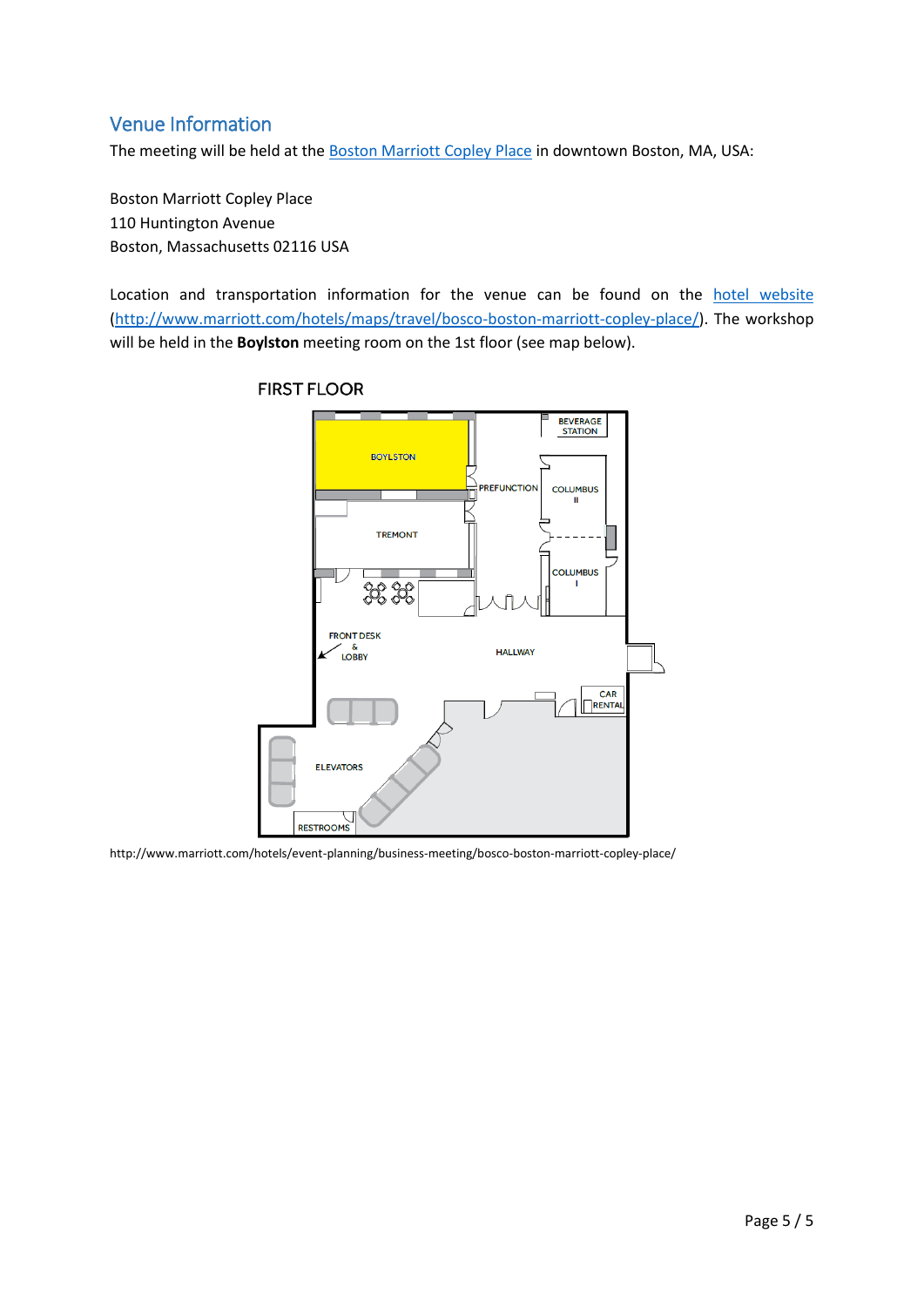## Venue Information

The meeting will be held at the [Boston Marriott Copley Place](http://www.marriott.com/hotels/travel/bosco-boston-marriott-copley-place/) in downtown Boston, MA, USA:

Boston Marriott Copley Place
110 Huntington Avenue
Boston, Massachusetts 02116 USA

Location and transportation information for the venue can be found on the [hotel website](http://www.marriott.com/hotels/maps/travel/bosco-boston-marriott-copley-place/) (http://www.marriott.com/hotels/maps/travel/bosco-boston-marriott-copley-place/). The workshop will be held in the **Boylston** meeting room on the 1st floor (see map below).

FIRST FLOOR

BOYLSTON

TREMONT

PREFUNCTION

BEVERAGE STATION

COLUMBUS II

COLUMBUS I

FRONT DESK & LOBBY

HALLWAY

CAR RENTAL

ELEVATORS

RESTROOMS

http://www.marriott.com/hotels/event-planning/business-meeting/bosco-boston-marriott-copley-place/